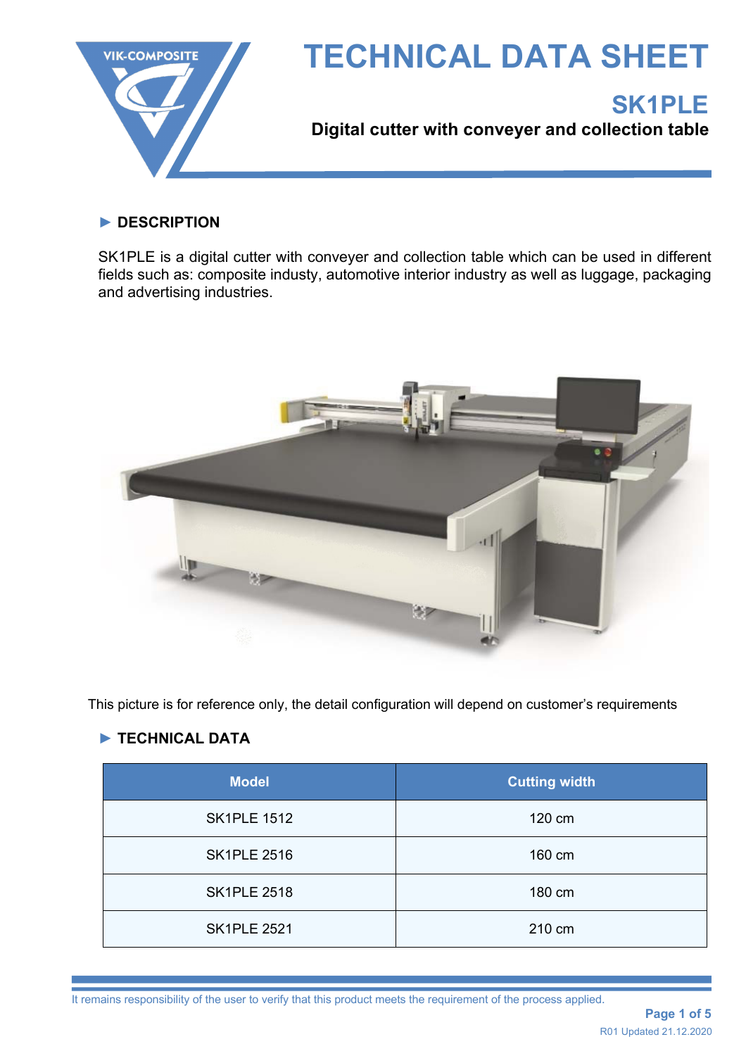# TECHNICAL DATA SHEET

## SK1PLE

**Digital cutter with conveyer and collection table**

### ► DESCRIPTION

SK1PLE is a digital cutter with conveyer and collection table which can be used in different fields such as: composite industy, automotive interior industry as well as luggage, packaging and advertising industries.

This picture is for reference only, the detail configuration will depend on customer's requirements

### ► TECHNICAL DATA

| Model | Cutting width |
|---|---|
| SK1PLE 1512 | 120 cm |
| SK1PLE 2516 | 160 cm |
| SK1PLE 2518 | 180 cm |
| SK1PLE 2521 | 210 cm |

It remains responsibility of the user to verify that this product meets the requirement of the process applied.

R01 Updated 21.12.2020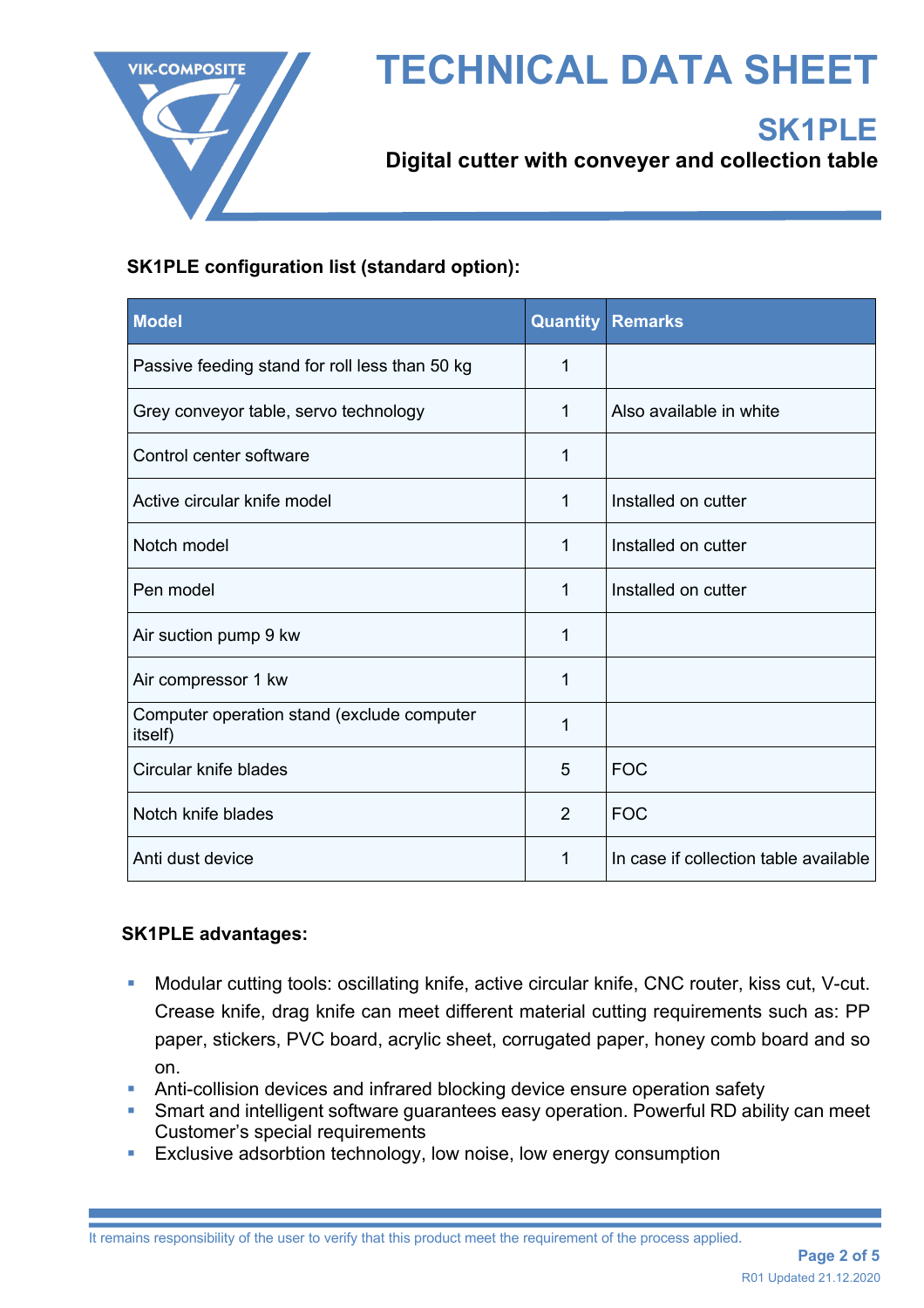# TECHNICAL DATA SHEET

## SK1PLE

### Digital cutter with conveyer and collection table

**SK1PLE configuration list (standard option):**

| Model | Quantity | Remarks |
|---|---|---|
| Passive feeding stand for roll less than 50 kg | 1 | |
| Grey conveyor table, servo technology | 1 | Also available in white |
| Control center software | 1 | |
| Active circular knife model | 1 | Installed on cutter |
| Notch model | 1 | Installed on cutter |
| Pen model | 1 | Installed on cutter |
| Air suction pump 9 kw | 1 | |
| Air compressor 1 kw | 1 | |
| Computer operation stand (exclude computer itself) | 1 | |
| Circular knife blades | 5 | FOC |
| Notch knife blades | 2 | FOC |
| Anti dust device | 1 | In case if collection table available |

**SK1PLE advantages:**

- Modular cutting tools: oscillating knife, active circular knife, CNC router, kiss cut, V-cut. Crease knife, drag knife can meet different material cutting requirements such as: PP paper, stickers, PVC board, acrylic sheet, corrugated paper, honey comb board and so on.
- Anti-collision devices and infrared blocking device ensure operation safety
- Smart and intelligent software guarantees easy operation. Powerful RD ability can meet Customer's special requirements
- Exclusive adsorbtion technology, low noise, low energy consumption

It remains responsibility of the user to verify that this product meet the requirement of the process applied.

R01 Updated 21.12.2020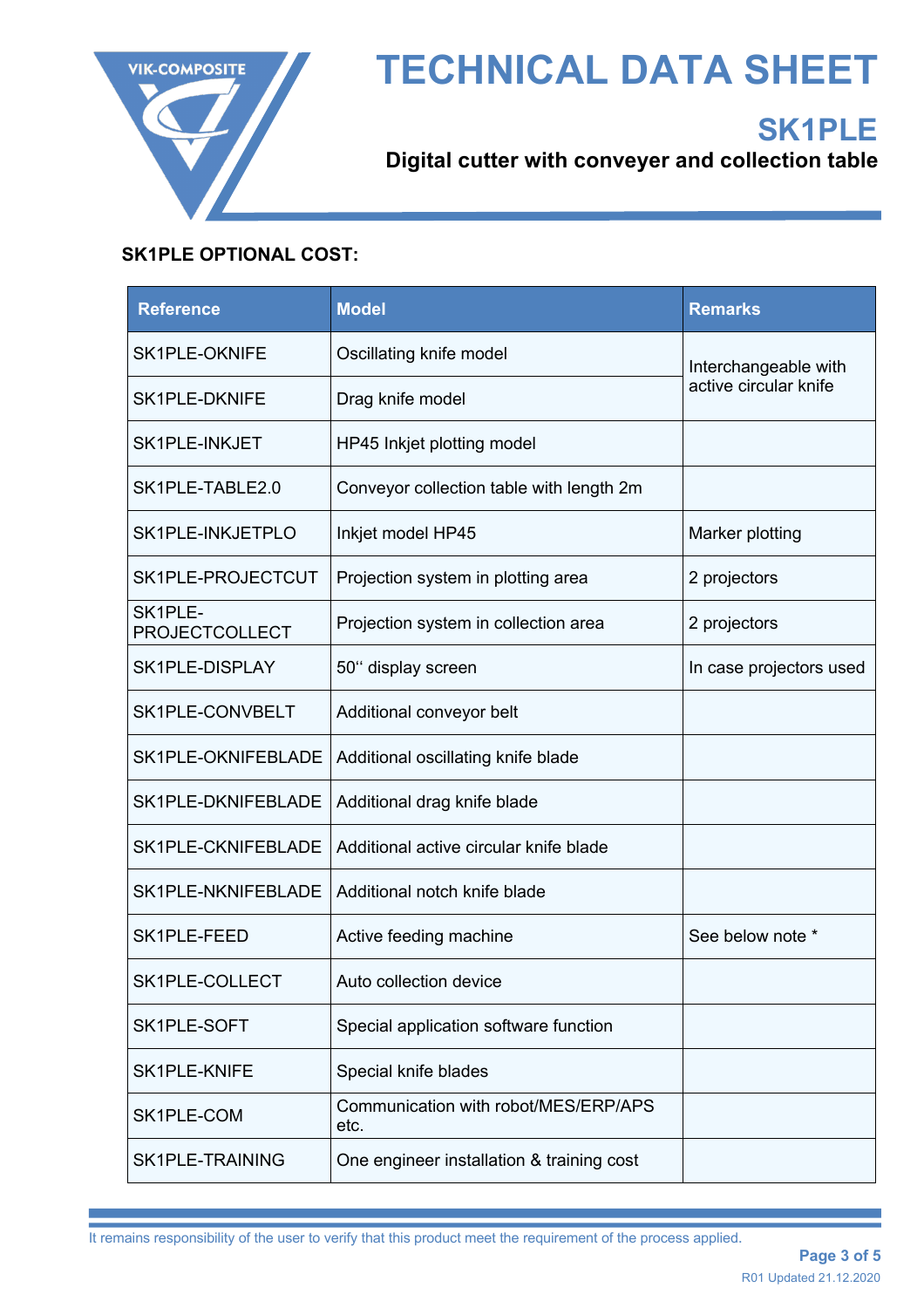# TECHNICAL DATA SHEET

## SK1PLE

**Digital cutter with conveyer and collection table**

**SK1PLE OPTIONAL COST:**

| Reference | Model | Remarks |
|---|---|---|
| SK1PLE-OKNIFE | Oscillating knife model | Interchangeable with active circular knife |
| SK1PLE-DKNIFE | Drag knife model | |
| SK1PLE-INKJET | HP45 Inkjet plotting model | |
| SK1PLE-TABLE2.0 | Conveyor collection table with length 2m | |
| SK1PLE-INKJETPLO | Inkjet model HP45 | Marker plotting |
| SK1PLE-PROJECTCUT | Projection system in plotting area | 2 projectors |
| SK1PLE-PROJECTCOLLECT | Projection system in collection area | 2 projectors |
| SK1PLE-DISPLAY | 50‘‘ display screen | In case projectors used |
| SK1PLE-CONVBELT | Additional conveyor belt | |
| SK1PLE-OKNIFEBLADE | Additional oscillating knife blade | |
| SK1PLE-DKNIFEBLADE | Additional drag knife blade | |
| SK1PLE-CKNIFEBLADE | Additional active circular knife blade | |
| SK1PLE-NKNIFEBLADE | Additional notch knife blade | |
| SK1PLE-FEED | Active feeding machine | See below note * |
| SK1PLE-COLLECT | Auto collection device | |
| SK1PLE-SOFT | Special application software function | |
| SK1PLE-KNIFE | Special knife blades | |
| SK1PLE-COM | Communication with robot/MES/ERP/APS etc. | |
| SK1PLE-TRAINING | One engineer installation & training cost | |

It remains responsibility of the user to verify that this product meet the requirement of the process applied.

R01 Updated 21.12.2020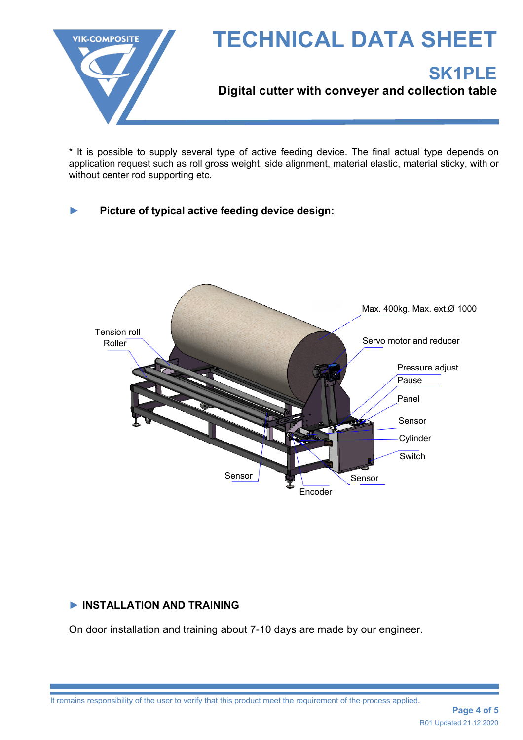# TECHNICAL DATA SHEET

## SK1PLE

**Digital cutter with conveyer and collection table**

\* It is possible to supply several type of active feeding device. The final actual type depends on application request such as roll gross weight, side alignment, material elastic, material sticky, with or without center rod supporting etc.

► **Picture of typical active feeding device design:**

Tension roll
Roller
Max. 400kg. Max. ext.Ø 1000
Servo motor and reducer
Pressure adjust
Pause
Panel
Sensor
Cylinder
Switch
Sensor
Encoder
Sensor

## ► INSTALLATION AND TRAINING

On door installation and training about 7-10 days are made by our engineer.

It remains responsibility of the user to verify that this product meet the requirement of the process applied.

R01 Updated 21.12.2020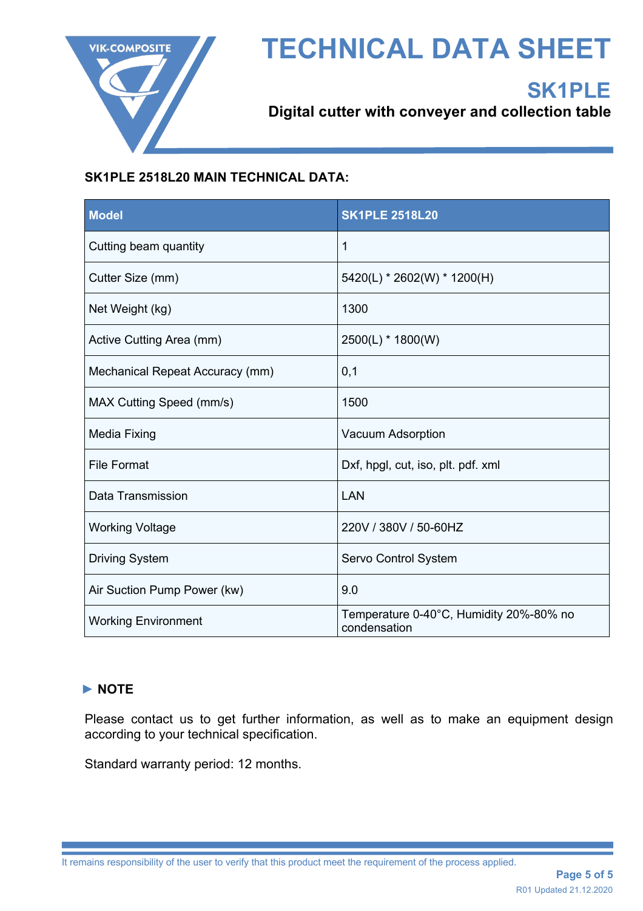# TECHNICAL DATA SHEET

## SK1PLE

### Digital cutter with conveyer and collection table

**SK1PLE 2518L20 MAIN TECHNICAL DATA:**

| Model | SK1PLE 2518L20 |
|---|---|
| Cutting beam quantity | 1 |
| Cutter Size (mm) | 5420(L) * 2602(W) * 1200(H) |
| Net Weight (kg) | 1300 |
| Active Cutting Area (mm) | 2500(L) * 1800(W) |
| Mechanical Repeat Accuracy (mm) | 0,1 |
| MAX Cutting Speed (mm/s) | 1500 |
| Media Fixing | Vacuum Adsorption |
| File Format | Dxf, hpgl, cut, iso, plt. pdf. xml |
| Data Transmission | LAN |
| Working Voltage | 220V / 380V / 50-60HZ |
| Driving System | Servo Control System |
| Air Suction Pump Power (kw) | 9.0 |
| Working Environment | Temperature 0-40°C, Humidity 20%-80% no condensation |

► **NOTE**

Please contact us to get further information, as well as to make an equipment design according to your technical specification.

Standard warranty period: 12 months.

It remains responsibility of the user to verify that this product meet the requirement of the process applied.

R01 Updated 21.12.2020